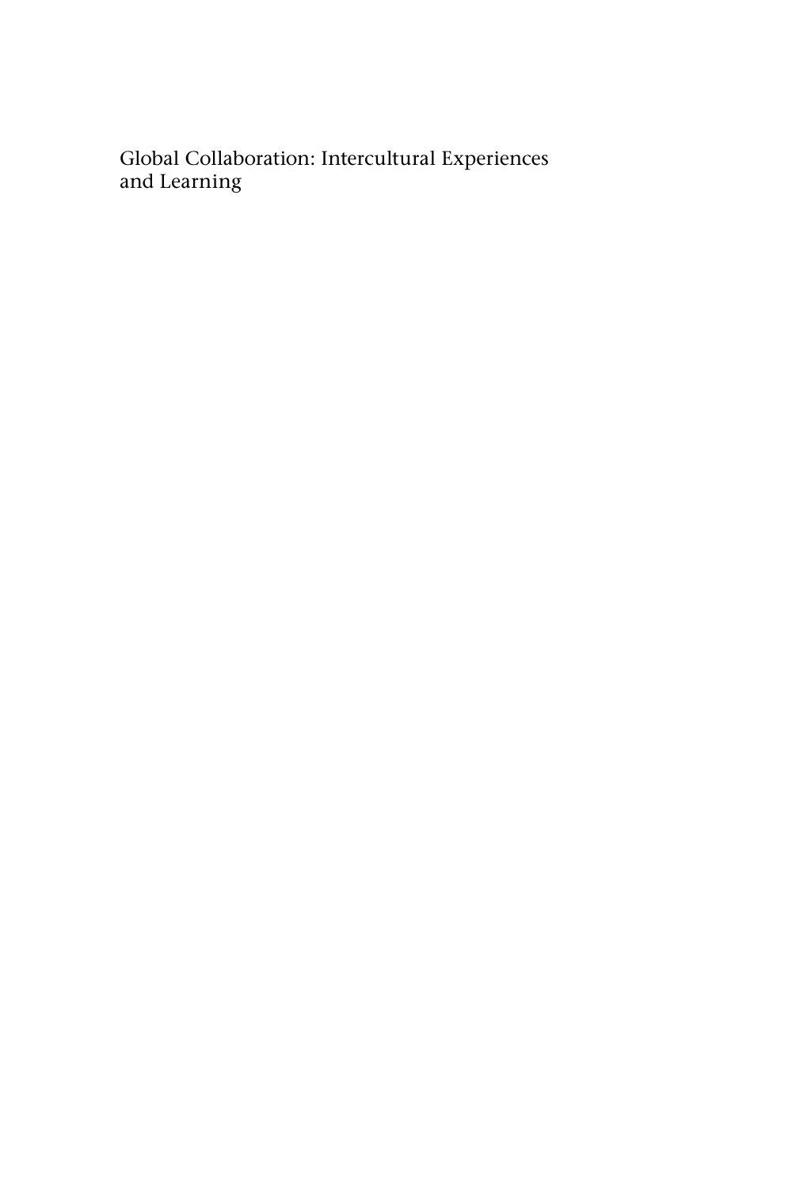Global Collaboration: Intercultural Experiences and Learning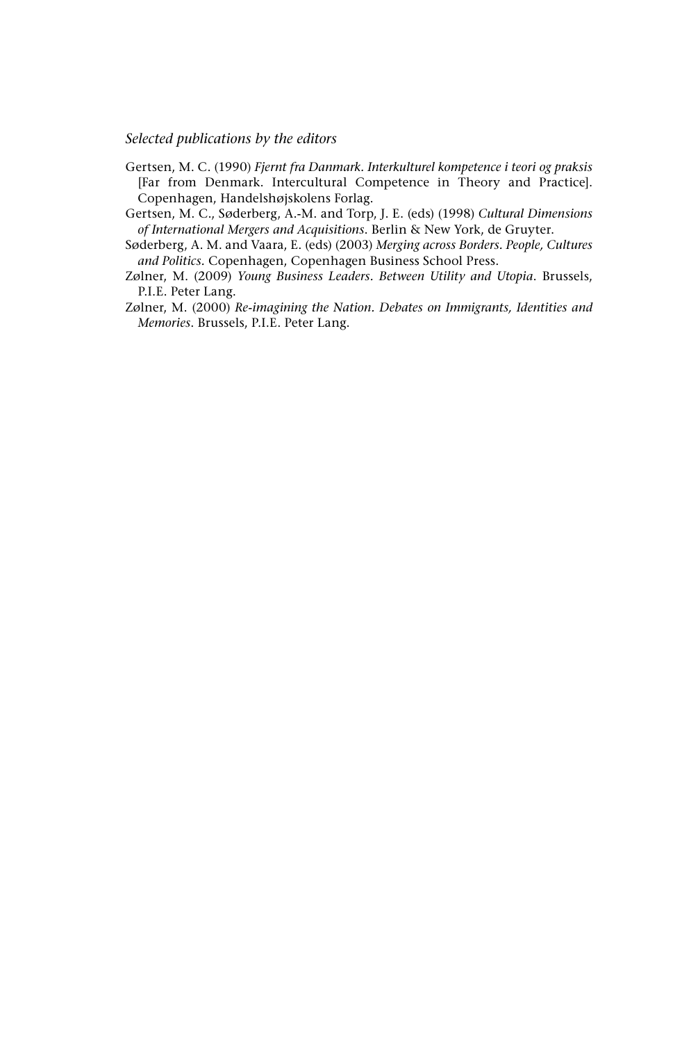*Selected publications by the editors*

Gertsen, M. C. (1990) *Fjernt fra Danmark. Interkulturel kompetence i teori og praksis* [Far from Denmark. Intercultural Competence in Theory and Practice]. Copenhagen, Handelshøjskolens Forlag.

Gertsen, M. C., Søderberg, A.-M. and Torp, J. E. (eds) (1998) *Cultural Dimensions of International Mergers and Acquisitions*. Berlin & New York, de Gruyter.

Søderberg, A. M. and Vaara, E. (eds) (2003) *Merging across Borders. People, Cultures and Politics*. Copenhagen, Copenhagen Business School Press.

Zølner, M. (2009) *Young Business Leaders. Between Utility and Utopia*. Brussels, P.I.E. Peter Lang.

Zølner, M. (2000) *Re-imagining the Nation. Debates on Immigrants, Identities and Memories*. Brussels, P.I.E. Peter Lang.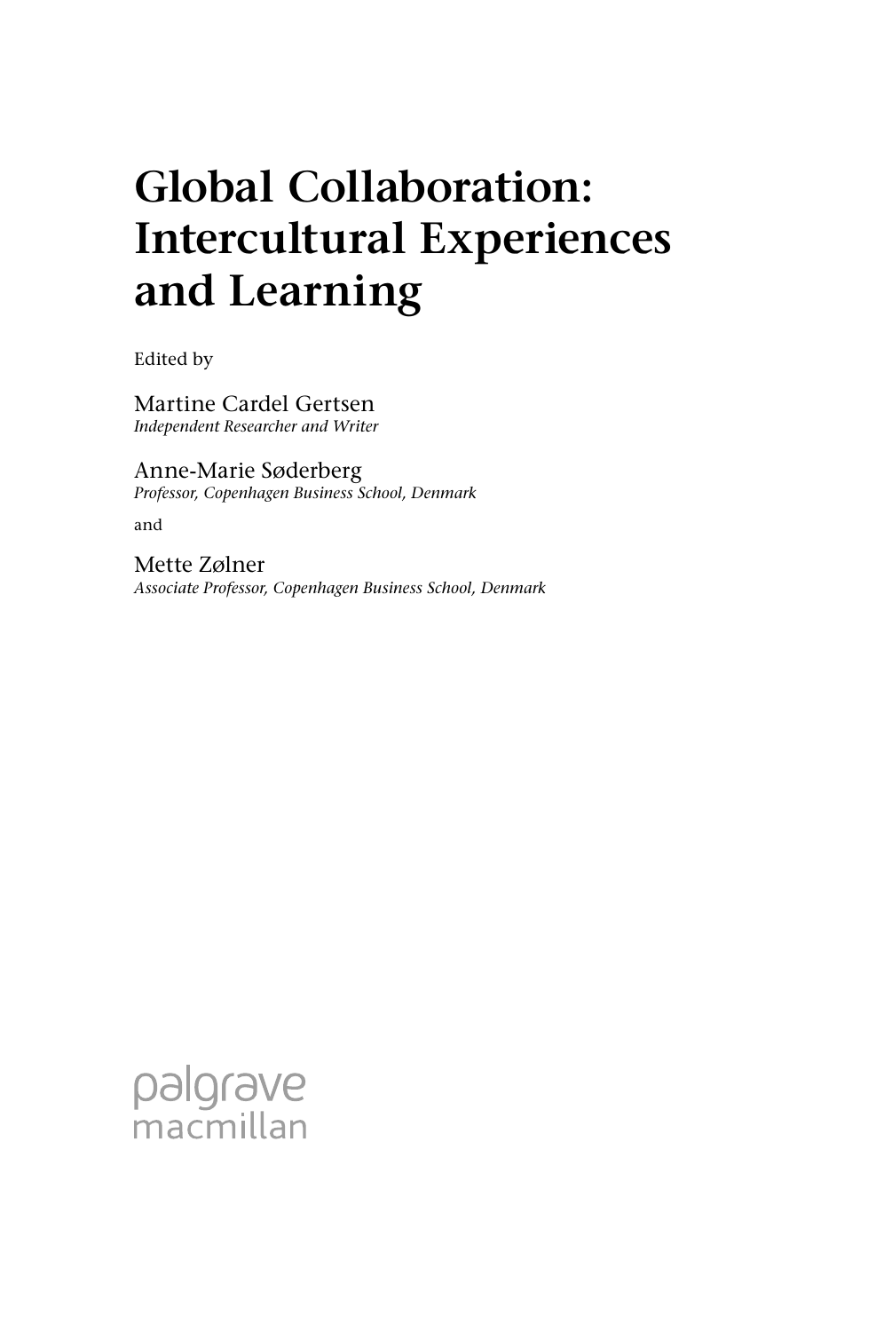# Global Collaboration: Intercultural Experiences and Learning

Edited by

Martine Cardel Gertsen
*Independent Researcher and Writer*

Anne-Marie Søderberg
*Professor, Copenhagen Business School, Denmark*

and

Mette Zølner
*Associate Professor, Copenhagen Business School, Denmark*

palgrave
macmillan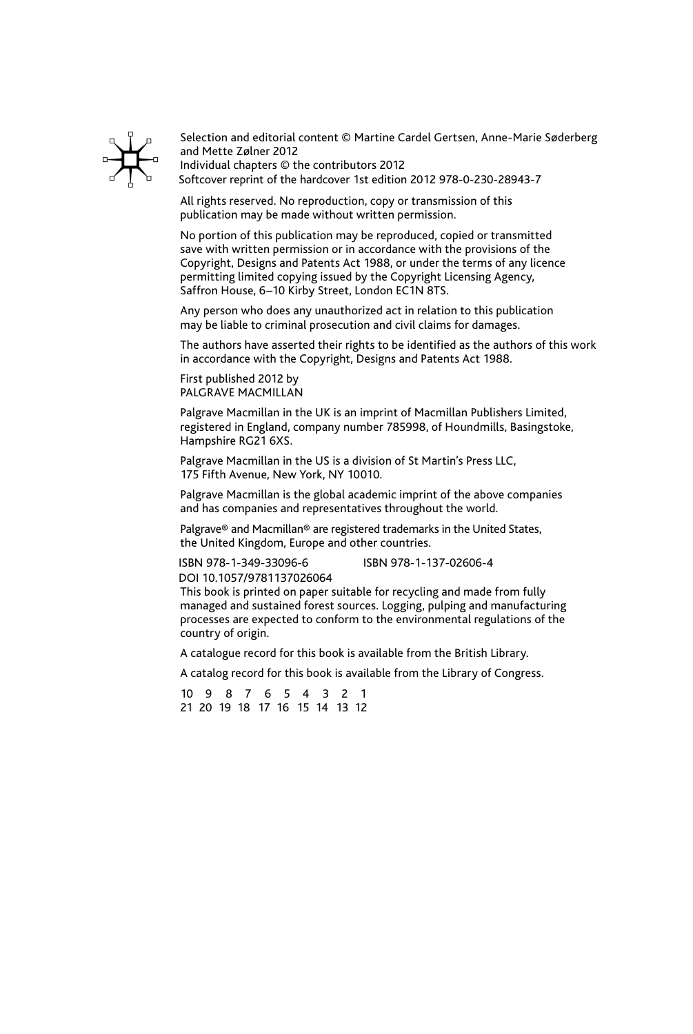Selection and editorial content © Martine Cardel Gertsen, Anne-Marie Søderberg and Mette Zølner 2012
Individual chapters © the contributors 2012
Softcover reprint of the hardcover 1st edition 2012 978-0-230-28943-7

All rights reserved. No reproduction, copy or transmission of this publication may be made without written permission.

No portion of this publication may be reproduced, copied or transmitted save with written permission or in accordance with the provisions of the Copyright, Designs and Patents Act 1988, or under the terms of any licence permitting limited copying issued by the Copyright Licensing Agency, Saffron House, 6–10 Kirby Street, London EC1N 8TS.

Any person who does any unauthorized act in relation to this publication may be liable to criminal prosecution and civil claims for damages.

The authors have asserted their rights to be identified as the authors of this work in accordance with the Copyright, Designs and Patents Act 1988.

First published 2012 by
PALGRAVE MACMILLAN

Palgrave Macmillan in the UK is an imprint of Macmillan Publishers Limited, registered in England, company number 785998, of Houndmills, Basingstoke, Hampshire RG21 6XS.

Palgrave Macmillan in the US is a division of St Martin's Press LLC, 175 Fifth Avenue, New York, NY 10010.

Palgrave Macmillan is the global academic imprint of the above companies and has companies and representatives throughout the world.

Palgrave® and Macmillan® are registered trademarks in the United States, the United Kingdom, Europe and other countries.

ISBN 978-1-349-33096-6 ISBN 978-1-137-02606-4
DOI 10.1057/9781137026064

This book is printed on paper suitable for recycling and made from fully managed and sustained forest sources. Logging, pulping and manufacturing processes are expected to conform to the environmental regulations of the country of origin.

A catalogue record for this book is available from the British Library.

A catalog record for this book is available from the Library of Congress.

10 9 8 7 6 5 4 3 2 1
21 20 19 18 17 16 15 14 13 12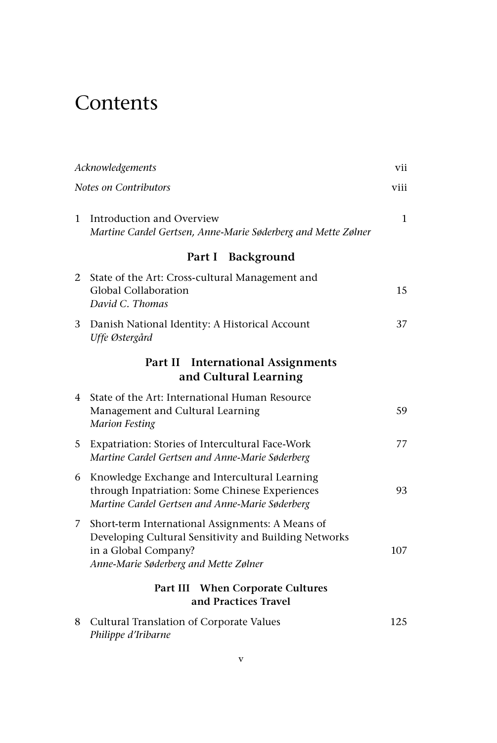# Contents

| | | |
|---|---|---|
| *Acknowledgements* | | vii |
| *Notes on Contributors* | | viii |
| 1 | Introduction and Overview<br>*Martine Cardel Gertsen, Anne-Marie Søderberg and Mette Zølner* | 1 |

## Part I Background

| | | |
|---|---|---|
| 2 | State of the Art: Cross-cultural Management and Global Collaboration<br>*David C. Thomas* | 15 |
| 3 | Danish National Identity: A Historical Account<br>*Uffe Østergård* | 37 |

## Part II International Assignments and Cultural Learning

| | | |
|---|---|---|
| 4 | State of the Art: International Human Resource Management and Cultural Learning<br>*Marion Festing* | 59 |
| 5 | Expatriation: Stories of Intercultural Face-Work<br>*Martine Cardel Gertsen and Anne-Marie Søderberg* | 77 |
| 6 | Knowledge Exchange and Intercultural Learning through Inpatriation: Some Chinese Experiences<br>*Martine Cardel Gertsen and Anne-Marie Søderberg* | 93 |
| 7 | Short-term International Assignments: A Means of Developing Cultural Sensitivity and Building Networks in a Global Company?<br>*Anne-Marie Søderberg and Mette Zølner* | 107 |

## Part III When Corporate Cultures and Practices Travel

| | | |
|---|---|---|
| 8 | Cultural Translation of Corporate Values<br>*Philippe d'Iribarne* | 125 |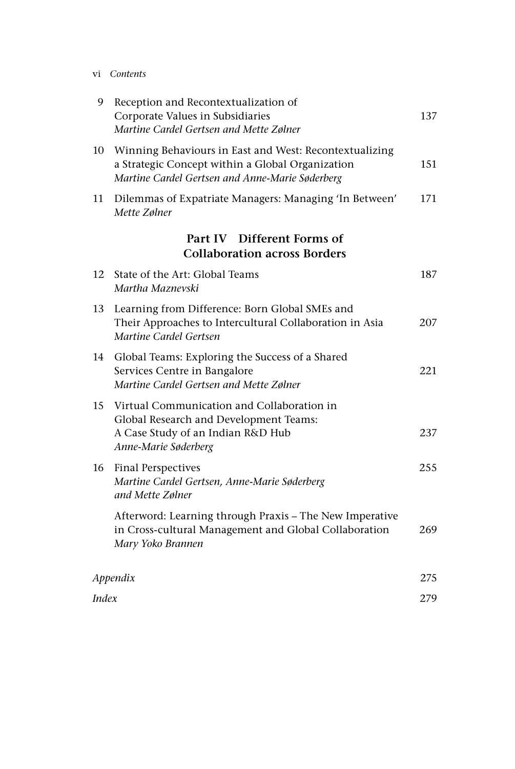9 Reception and Recontextualization of Corporate Values in Subsidiaries 137
*Martine Cardel Gertsen and Mette Zølner*

10 Winning Behaviours in East and West: Recontextualizing a Strategic Concept within a Global Organization 151
*Martine Cardel Gertsen and Anne-Marie Søderberg*

11 Dilemmas of Expatriate Managers: Managing 'In Between' 171
*Mette Zølner*

## Part IV Different Forms of Collaboration across Borders

12 State of the Art: Global Teams 187
*Martha Maznevski*

13 Learning from Difference: Born Global SMEs and Their Approaches to Intercultural Collaboration in Asia 207
*Martine Cardel Gertsen*

14 Global Teams: Exploring the Success of a Shared Services Centre in Bangalore 221
*Martine Cardel Gertsen and Mette Zølner*

15 Virtual Communication and Collaboration in Global Research and Development Teams: A Case Study of an Indian R&D Hub 237
*Anne-Marie Søderberg*

16 Final Perspectives 255
*Martine Cardel Gertsen, Anne-Marie Søderberg and Mette Zølner*

Afterword: Learning through Praxis – The New Imperative in Cross-cultural Management and Global Collaboration 269
*Mary Yoko Brannen*

*Appendix* 275

*Index* 279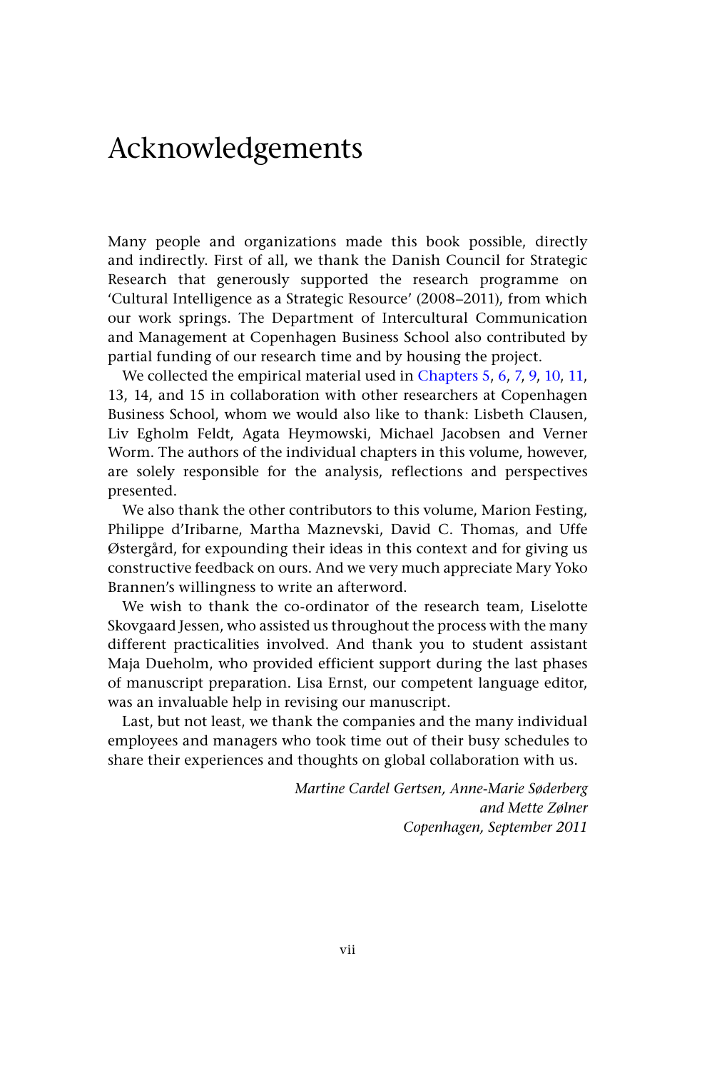# Acknowledgements

Many people and organizations made this book possible, directly and indirectly. First of all, we thank the Danish Council for Strategic Research that generously supported the research programme on 'Cultural Intelligence as a Strategic Resource' (2008–2011), from which our work springs. The Department of Intercultural Communication and Management at Copenhagen Business School also contributed by partial funding of our research time and by housing the project.

We collected the empirical material used in Chapters 5, 6, 7, 9, 10, 11, 13, 14, and 15 in collaboration with other researchers at Copenhagen Business School, whom we would also like to thank: Lisbeth Clausen, Liv Egholm Feldt, Agata Heymowski, Michael Jacobsen and Verner Worm. The authors of the individual chapters in this volume, however, are solely responsible for the analysis, reflections and perspectives presented.

We also thank the other contributors to this volume, Marion Festing, Philippe d'Iribarne, Martha Maznevski, David C. Thomas, and Uffe Østergård, for expounding their ideas in this context and for giving us constructive feedback on ours. And we very much appreciate Mary Yoko Brannen's willingness to write an afterword.

We wish to thank the co-ordinator of the research team, Liselotte Skovgaard Jessen, who assisted us throughout the process with the many different practicalities involved. And thank you to student assistant Maja Dueholm, who provided efficient support during the last phases of manuscript preparation. Lisa Ernst, our competent language editor, was an invaluable help in revising our manuscript.

Last, but not least, we thank the companies and the many individual employees and managers who took time out of their busy schedules to share their experiences and thoughts on global collaboration with us.

*Martine Cardel Gertsen, Anne-Marie Søderberg*
*and Mette Zølner*
*Copenhagen, September 2011*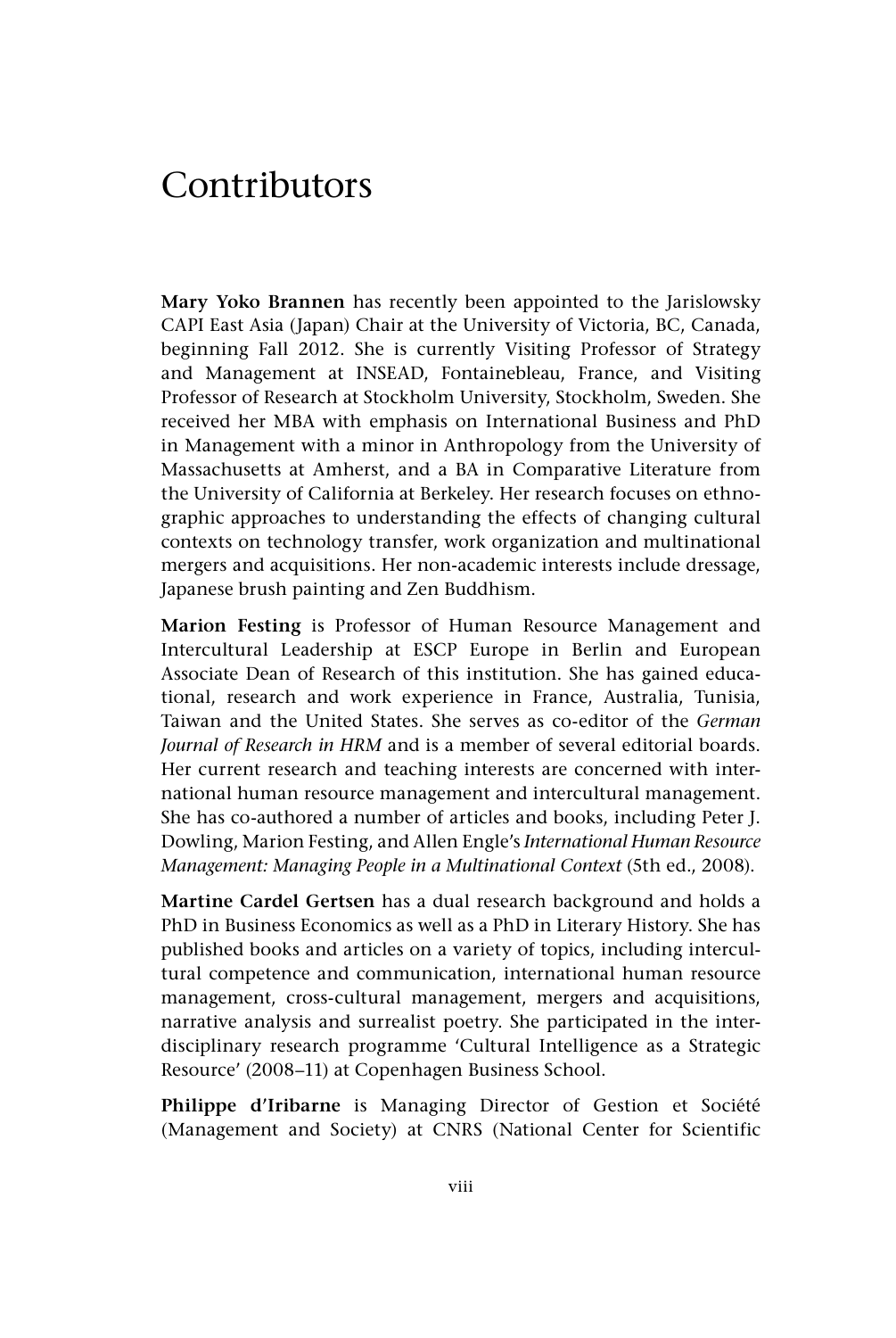# Contributors

**Mary Yoko Brannen** has recently been appointed to the Jarislowsky CAPI East Asia (Japan) Chair at the University of Victoria, BC, Canada, beginning Fall 2012. She is currently Visiting Professor of Strategy and Management at INSEAD, Fontainebleau, France, and Visiting Professor of Research at Stockholm University, Stockholm, Sweden. She received her MBA with emphasis on International Business and PhD in Management with a minor in Anthropology from the University of Massachusetts at Amherst, and a BA in Comparative Literature from the University of California at Berkeley. Her research focuses on ethnographic approaches to understanding the effects of changing cultural contexts on technology transfer, work organization and multinational mergers and acquisitions. Her non-academic interests include dressage, Japanese brush painting and Zen Buddhism.

**Marion Festing** is Professor of Human Resource Management and Intercultural Leadership at ESCP Europe in Berlin and European Associate Dean of Research of this institution. She has gained educational, research and work experience in France, Australia, Tunisia, Taiwan and the United States. She serves as co-editor of the *German Journal of Research in HRM* and is a member of several editorial boards. Her current research and teaching interests are concerned with international human resource management and intercultural management. She has co-authored a number of articles and books, including Peter J. Dowling, Marion Festing, and Allen Engle's *International Human Resource Management: Managing People in a Multinational Context* (5th ed., 2008).

**Martine Cardel Gertsen** has a dual research background and holds a PhD in Business Economics as well as a PhD in Literary History. She has published books and articles on a variety of topics, including intercultural competence and communication, international human resource management, cross-cultural management, mergers and acquisitions, narrative analysis and surrealist poetry. She participated in the interdisciplinary research programme 'Cultural Intelligence as a Strategic Resource' (2008–11) at Copenhagen Business School.

**Philippe d'Iribarne** is Managing Director of Gestion et Société (Management and Society) at CNRS (National Center for Scientific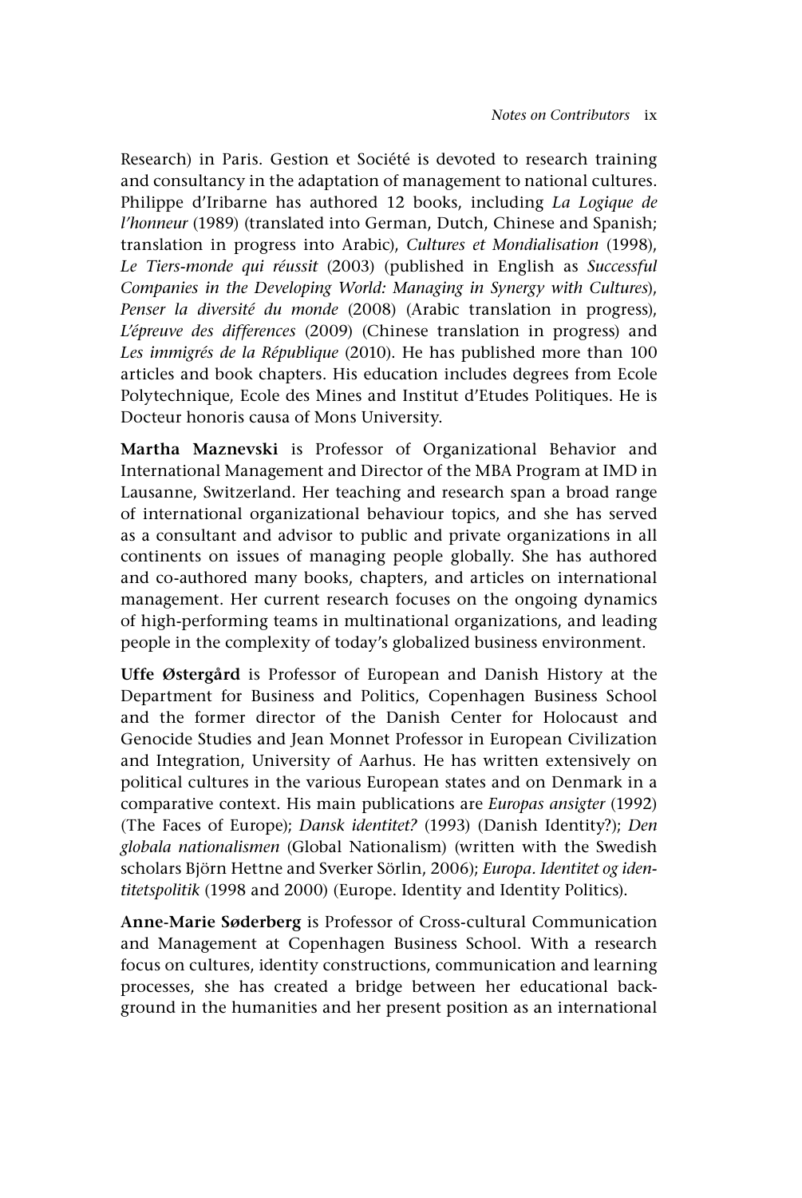Research) in Paris. Gestion et Société is devoted to research training and consultancy in the adaptation of management to national cultures. Philippe d'Iribarne has authored 12 books, including *La Logique de l'honneur* (1989) (translated into German, Dutch, Chinese and Spanish; translation in progress into Arabic), *Cultures et Mondialisation* (1998), *Le Tiers-monde qui réussit* (2003) (published in English as *Successful Companies in the Developing World: Managing in Synergy with Cultures*), *Penser la diversité du monde* (2008) (Arabic translation in progress), *L'épreuve des differences* (2009) (Chinese translation in progress) and *Les immigrés de la République* (2010). He has published more than 100 articles and book chapters. His education includes degrees from Ecole Polytechnique, Ecole des Mines and Institut d'Etudes Politiques. He is Docteur honoris causa of Mons University.

**Martha Maznevski** is Professor of Organizational Behavior and International Management and Director of the MBA Program at IMD in Lausanne, Switzerland. Her teaching and research span a broad range of international organizational behaviour topics, and she has served as a consultant and advisor to public and private organizations in all continents on issues of managing people globally. She has authored and co-authored many books, chapters, and articles on international management. Her current research focuses on the ongoing dynamics of high-performing teams in multinational organizations, and leading people in the complexity of today's globalized business environment.

**Uffe Østergård** is Professor of European and Danish History at the Department for Business and Politics, Copenhagen Business School and the former director of the Danish Center for Holocaust and Genocide Studies and Jean Monnet Professor in European Civilization and Integration, University of Aarhus. He has written extensively on political cultures in the various European states and on Denmark in a comparative context. His main publications are *Europas ansigter* (1992) (The Faces of Europe); *Dansk identitet?* (1993) (Danish Identity?); *Den globala nationalismen* (Global Nationalism) (written with the Swedish scholars Björn Hettne and Sverker Sörlin, 2006); *Europa. Identitet og identitetspolitik* (1998 and 2000) (Europe. Identity and Identity Politics).

**Anne-Marie Søderberg** is Professor of Cross-cultural Communication and Management at Copenhagen Business School. With a research focus on cultures, identity constructions, communication and learning processes, she has created a bridge between her educational background in the humanities and her present position as an international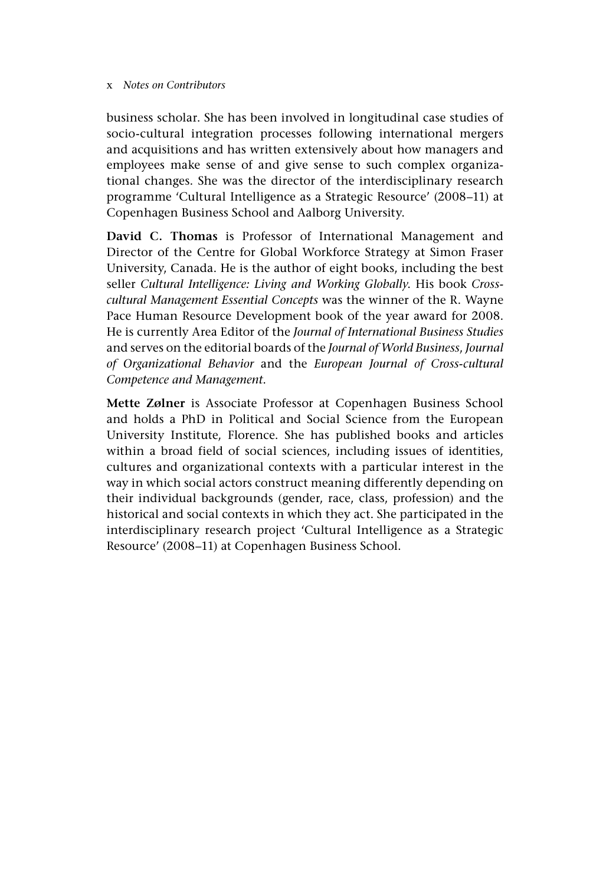business scholar. She has been involved in longitudinal case studies of socio-cultural integration processes following international mergers and acquisitions and has written extensively about how managers and employees make sense of and give sense to such complex organizational changes. She was the director of the interdisciplinary research programme 'Cultural Intelligence as a Strategic Resource' (2008–11) at Copenhagen Business School and Aalborg University.

**David C. Thomas** is Professor of International Management and Director of the Centre for Global Workforce Strategy at Simon Fraser University, Canada. He is the author of eight books, including the best seller *Cultural Intelligence: Living and Working Globally*. His book *Cross-cultural Management Essential Concepts* was the winner of the R. Wayne Pace Human Resource Development book of the year award for 2008. He is currently Area Editor of the *Journal of International Business Studies* and serves on the editorial boards of the *Journal of World Business*, *Journal of Organizational Behavior* and the *European Journal of Cross-cultural Competence and Management*.

**Mette Zølner** is Associate Professor at Copenhagen Business School and holds a PhD in Political and Social Science from the European University Institute, Florence. She has published books and articles within a broad field of social sciences, including issues of identities, cultures and organizational contexts with a particular interest in the way in which social actors construct meaning differently depending on their individual backgrounds (gender, race, class, profession) and the historical and social contexts in which they act. She participated in the interdisciplinary research project 'Cultural Intelligence as a Strategic Resource' (2008–11) at Copenhagen Business School.